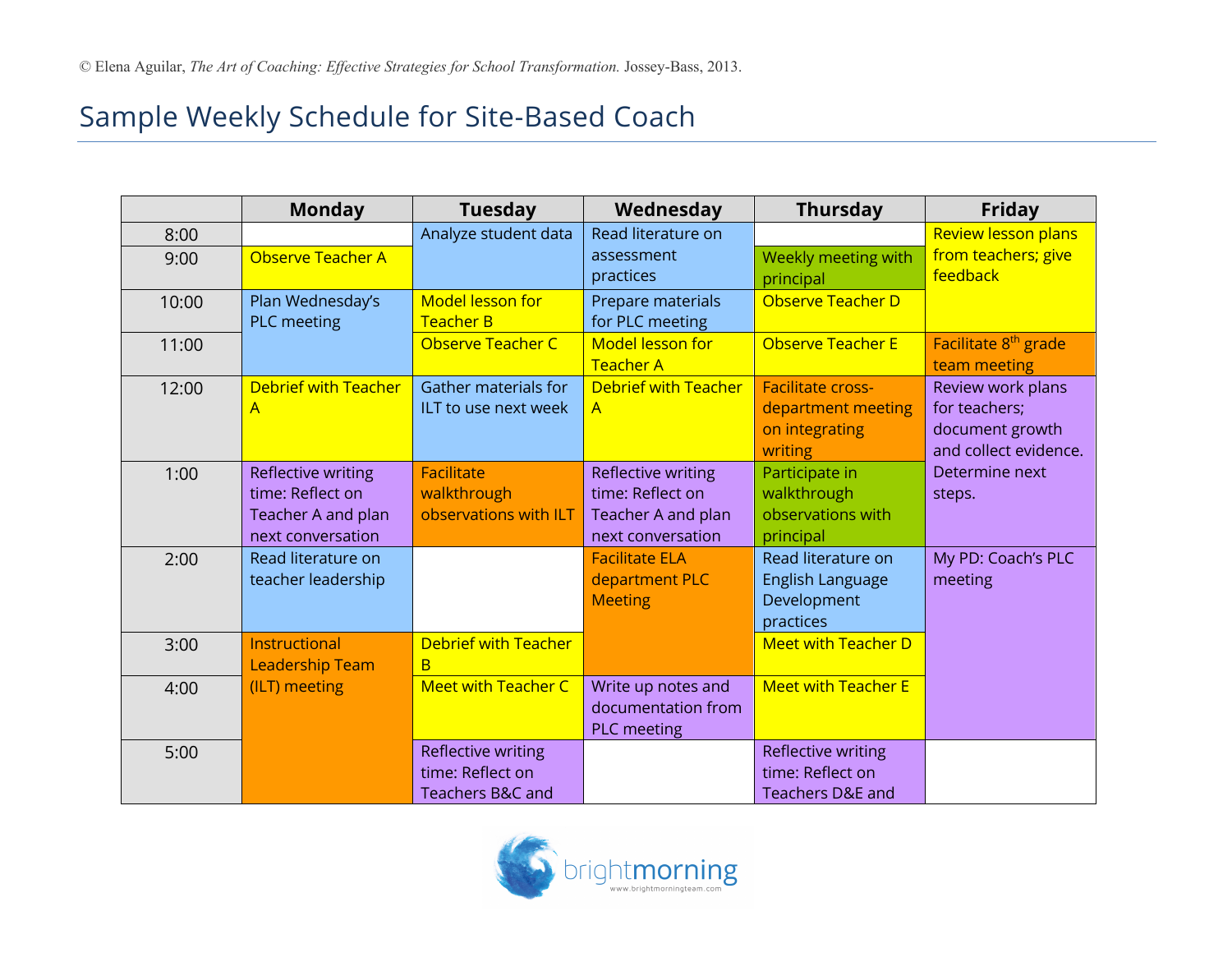© Elena Aguilar, *The Art of Coaching: Effective Strategies for School Transformation.* Jossey-Bass, 2013.

# Sample Weekly Schedule for Site-Based Coach

| | Monday | Tuesday | Wednesday | Thursday | Friday |
|---|---|---|---|---|---|
| 8:00 | | Analyze student data | Read literature on assessment practices | | Review lesson plans from teachers; give feedback |
| 9:00 | Observe Teacher A | | | Weekly meeting with principal | |
| 10:00 | Plan Wednesday's PLC meeting | Model lesson for Teacher B | Prepare materials for PLC meeting | Observe Teacher D | |
| 11:00 | | Observe Teacher C | Model lesson for Teacher A | Observe Teacher E | Facilitate 8th grade team meeting |
| 12:00 | Debrief with Teacher A | Gather materials for ILT to use next week | Debrief with Teacher A | Facilitate cross-department meeting on integrating writing | Review work plans for teachers; document growth and collect evidence. Determine next steps. |
| 1:00 | Reflective writing time: Reflect on Teacher A and plan next conversation | Facilitate walkthrough observations with ILT | Reflective writing time: Reflect on Teacher A and plan next conversation | Participate in walkthrough observations with principal | |
| 2:00 | Read literature on teacher leadership | | Facilitate ELA department PLC Meeting | Read literature on English Language Development practices | My PD: Coach's PLC meeting |
| 3:00 | Instructional Leadership Team (ILT) meeting | Debrief with Teacher B | | Meet with Teacher D | |
| 4:00 | | Meet with Teacher C | Write up notes and documentation from PLC meeting | Meet with Teacher E | |
| 5:00 | | Reflective writing time: Reflect on Teachers B&C and | | Reflective writing time: Reflect on Teachers D&E and | |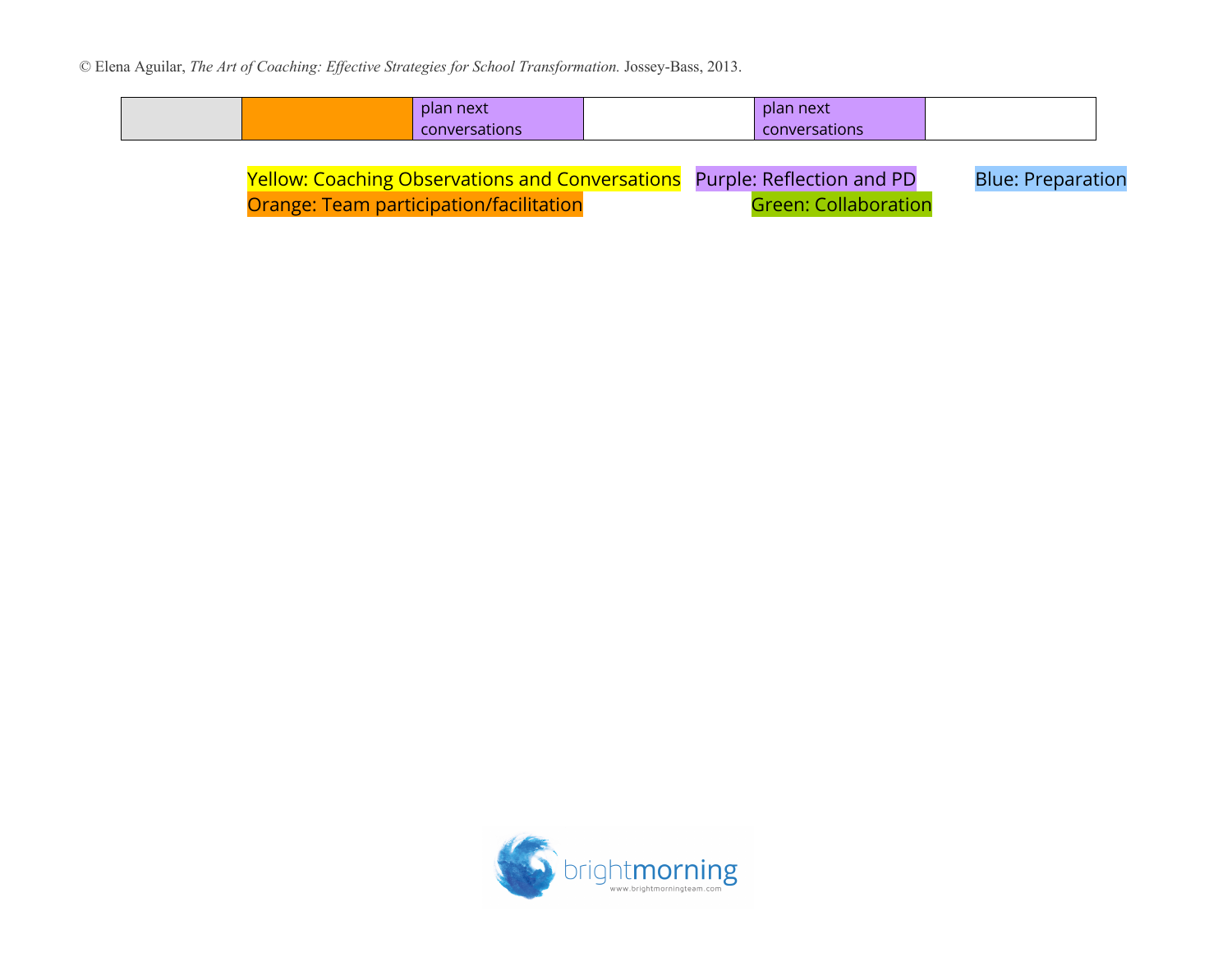© Elena Aguilar, *The Art of Coaching: Effective Strategies for School Transformation.* Jossey-Bass, 2013.

| | | | | | |
|---|---|---|---|---|---|
| | | plan next conversations | | plan next conversations | |

Yellow: Coaching Observations and Conversations
Purple: Reflection and PD
Blue: Preparation
Orange: Team participation/facilitation
Green: Collaboration

brightmorning
www.brightmorningteam.com